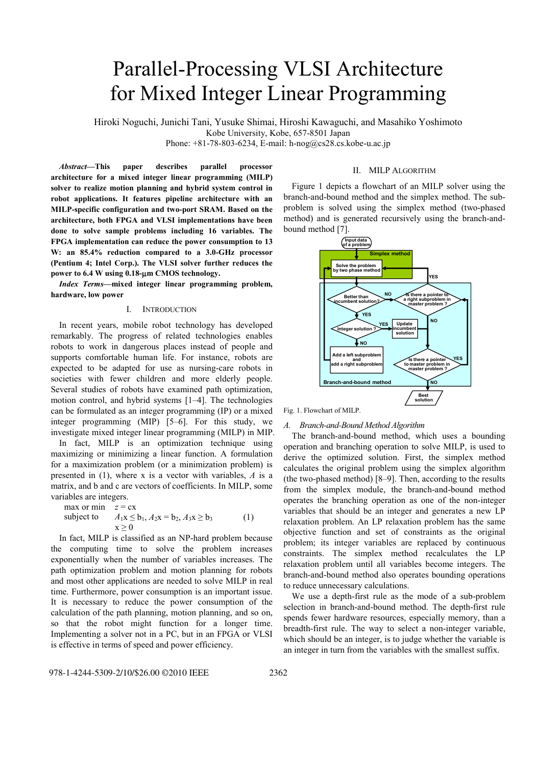# Parallel-Processing VLSI Architecture for Mixed Integer Linear Programming

Hiroki Noguchi, Junichi Tani, Yusuke Shimai, Hiroshi Kawaguchi, and Masahiko Yoshimoto
Kobe University, Kobe, 657-8501 Japan
Phone: +81-78-803-6234, E-mail: h-nog@cs28.cs.kobe-u.ac.jp

***Abstract*—This paper describes parallel processor architecture for a mixed integer linear programming (MILP) solver to realize motion planning and hybrid system control in robot applications. It features pipeline architecture with an MILP-specific configuration and two-port SRAM. Based on the architecture, both FPGA and VLSI implementations have been done to solve sample problems including 16 variables. The FPGA implementation can reduce the power consumption to 13 W: an 85.4% reduction compared to a 3.0-GHz processor (Pentium 4; Intel Corp.). The VLSI solver further reduces the power to 6.4 W using 0.18-μm CMOS technology.**

***Index Terms*—mixed integer linear programming problem, hardware, low power**

## I. Introduction

In recent years, mobile robot technology has developed remarkably. The progress of related technologies enables robots to work in dangerous places instead of people and supports comfortable human life. For instance, robots are expected to be adapted for use as nursing-care robots in societies with fewer children and more elderly people. Several studies of robots have examined path optimization, motion control, and hybrid systems [1–4]. The technologies can be formulated as an integer programming (IP) or a mixed integer programming (MIP) [5–6]. For this study, we investigate mixed integer linear programming (MILP) in MIP.

In fact, MILP is an optimization technique using maximizing or minimizing a linear function. A formulation for a maximization problem (or a minimization problem) is presented in (1), where x is a vector with variables, $A$ is a matrix, and b and c are vectors of coefficients. In MILP, some variables are integers.

$$
\begin{array}{ll}
\text{max or min} & z = cx \\
\text{subject to} & A_1x \leq b_1,\ A_2x = b_2,\ A_3x \geq b_3 \\
 & x \geq 0
\end{array}
\qquad (1)
$$

In fact, MILP is classified as an NP-hard problem because the computing time to solve the problem increases exponentially when the number of variables increases. The path optimization problem and motion planning for robots and most other applications are needed to solve MILP in real time. Furthermore, power consumption is an important issue. It is necessary to reduce the power consumption of the calculation of the path planning, motion planning, and so on, so that the robot might function for a longer time. Implementing a solver not in a PC, but in an FPGA or VLSI is effective in terms of speed and power efficiency.

## II. MILP Algorithm

Figure 1 depicts a flowchart of an MILP solver using the branch-and-bound method and the simplex method. The sub-problem is solved using the simplex method (two-phased method) and is generated recursively using the branch-and-bound method [7].

Input data of a problem
Simplex method
Solve the problem by two phase method
YES
Better than incumbent solution?
NO
Is there a pointer to a right subproblem in master problem ?
YES
NO
Integer solution ?
YES
Update incumbent solution
NO
Add a left subproblem and add a right subproblem
Is there a pointer to master problem in master problem ?
YES
Branch-and-bound method
NO
Best solution

Fig. 1. Flowchart of MILP.

### A. Branch-and-Bound Method Algorithm

The branch-and-bound method, which uses a bounding operation and branching operation to solve MILP, is used to derive the optimized solution. First, the simplex method calculates the original problem using the simplex algorithm (the two-phased method) [8–9]. Then, according to the results from the simplex module, the branch-and-bound method operates the branching operation as one of the non-integer variables that should be an integer and generates a new LP relaxation problem. An LP relaxation problem has the same objective function and set of constraints as the original problem; its integer variables are replaced by continuous constraints. The simplex method recalculates the LP relaxation problem until all variables become integers. The branch-and-bound method also operates bounding operations to reduce unnecessary calculations.

We use a depth-first rule as the mode of a sub-problem selection in branch-and-bound method. The depth-first rule spends fewer hardware resources, especially memory, than a breadth-first rule. The way to select a non-integer variable, which should be an integer, is to judge whether the variable is an integer in turn from the variables with the smallest suffix.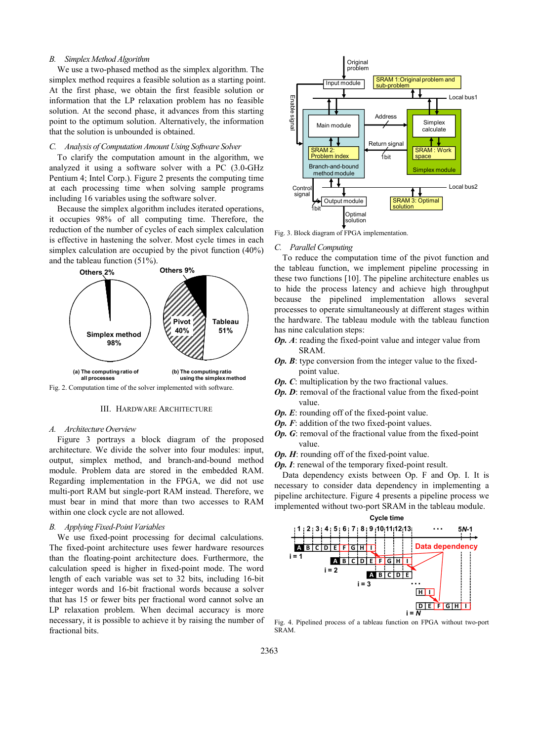### B. Simplex Method Algorithm

We use a two-phased method as the simplex algorithm. The simplex method requires a feasible solution as a starting point. At the first phase, we obtain the first feasible solution or information that the LP relaxation problem has no feasible solution. At the second phase, it advances from this starting point to the optimum solution. Alternatively, the information that the solution is unbounded is obtained.

### C. Analysis of Computation Amount Using Software Solver

To clarify the computation amount in the algorithm, we analyzed it using a software solver with a PC (3.0-GHz Pentium 4; Intel Corp.). Figure 2 presents the computing time at each processing time when solving sample programs including 16 variables using the software solver.

Because the simplex algorithm includes iterated operations, it occupies 98% of all computing time. Therefore, the reduction of the number of cycles of each simplex calculation is effective in hastening the solver. Most cycle times in each simplex calculation are occupied by the pivot function (40%) and the tableau function (51%).

Fig. 2. Computation time of the solver implemented with software.

## III. Hardware Architecture

### A. Architecture Overview

Figure 3 portrays a block diagram of the proposed architecture. We divide the solver into four modules: input, output, simplex method, and branch-and-bound method module. Problem data are stored in the embedded RAM. Regarding implementation in the FPGA, we did not use multi-port RAM but single-port RAM instead. Therefore, we must bear in mind that more than two accesses to RAM within one clock cycle are not allowed.

### B. Applying Fixed-Point Variables

We use fixed-point processing for decimal calculations. The fixed-point architecture uses fewer hardware resources than the floating-point architecture does. Furthermore, the calculation speed is higher in fixed-point mode. The word length of each variable was set to 32 bits, including 16-bit integer words and 16-bit fractional words because a solver that has 15 or fewer bits per fractional word cannot solve an LP relaxation problem. When decimal accuracy is more necessary, it is possible to achieve it by raising the number of fractional bits.

Fig. 3. Block diagram of FPGA implementation.

### C. Parallel Computing

To reduce the computation time of the pivot function and the tableau function, we implement pipeline processing in these two functions [10]. The pipeline architecture enables us to hide the process latency and achieve high throughput because the pipelined implementation allows several processes to operate simultaneously at different stages within the hardware. The tableau module with the tableau function has nine calculation steps:

***Op. A***: reading the fixed-point value and integer value from SRAM.

***Op. B***: type conversion from the integer value to the fixed-point value.

***Op. C***: multiplication by the two fractional values.

***Op. D***: removal of the fractional value from the fixed-point value.

***Op. E***: rounding off of the fixed-point value.

***Op. F***: addition of the two fixed-point values.

***Op. G***: removal of the fractional value from the fixed-point value.

***Op. H***: rounding off of the fixed-point value.

***Op. I***: renewal of the temporary fixed-point result.

Data dependency exists between Op. F and Op. I. It is necessary to consider data dependency in implementing a pipeline architecture. Figure 4 presents a pipeline process we implemented without two-port SRAM in the tableau module.

Fig. 4. Pipelined process of a tableau function on FPGA without two-port SRAM.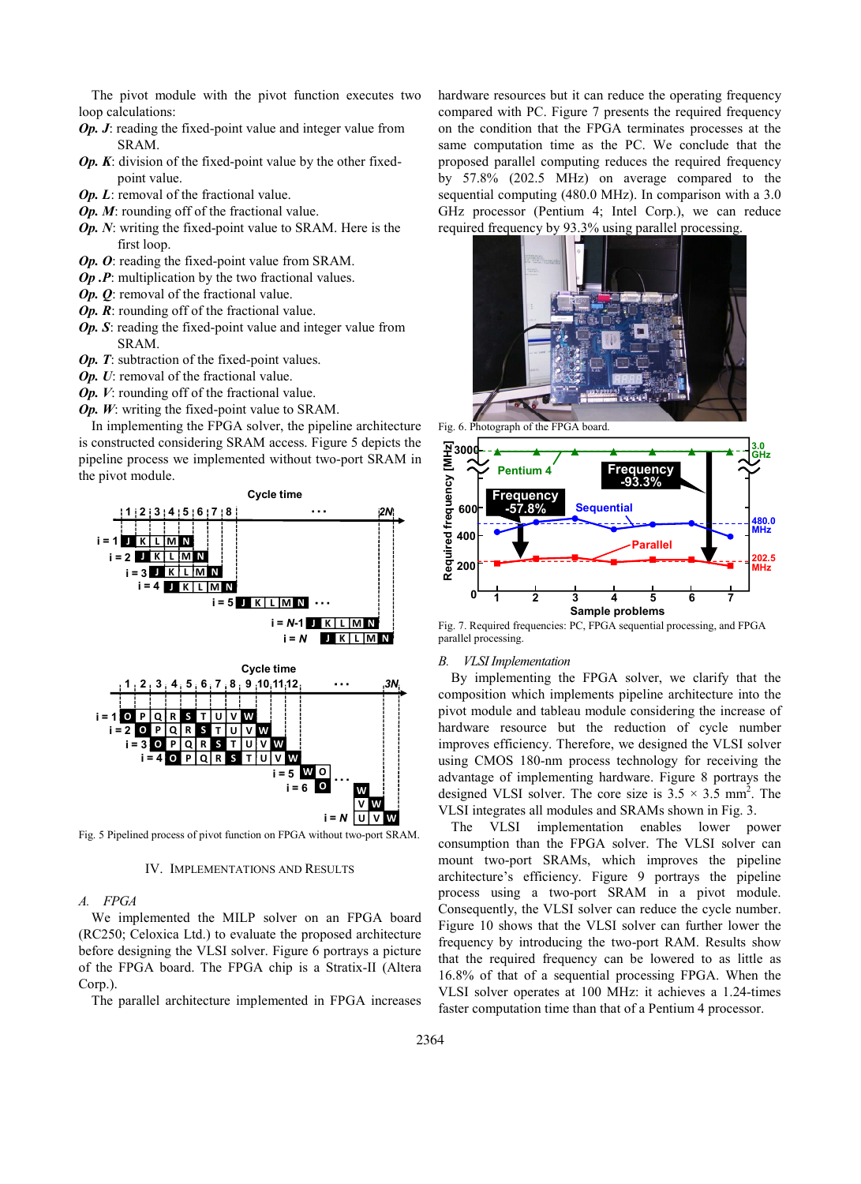The pivot module with the pivot function executes two loop calculations:

***Op. J***: reading the fixed-point value and integer value from SRAM.

***Op. K***: division of the fixed-point value by the other fixed-point value.

***Op. L***: removal of the fractional value.

***Op. M***: rounding off of the fractional value.

***Op. N***: writing the fixed-point value to SRAM. Here is the first loop.

***Op. O***: reading the fixed-point value from SRAM.

***Op .P***: multiplication by the two fractional values.

***Op. Q***: removal of the fractional value.

***Op. R***: rounding off of the fractional value.

***Op. S***: reading the fixed-point value and integer value from SRAM.

***Op. T***: subtraction of the fixed-point values.

***Op. U***: removal of the fractional value.

***Op. V***: rounding off of the fractional value.

***Op. W***: writing the fixed-point value to SRAM.

In implementing the FPGA solver, the pipeline architecture is constructed considering SRAM access. Figure 5 depicts the pipeline process we implemented without two-port SRAM in the pivot module.

Fig. 5 Pipelined process of pivot function on FPGA without two-port SRAM.

## IV. Implementations and Results

### A. FPGA

We implemented the MILP solver on an FPGA board (RC250; Celoxica Ltd.) to evaluate the proposed architecture before designing the VLSI solver. Figure 6 portrays a picture of the FPGA board. The FPGA chip is a Stratix-II (Altera Corp.).

The parallel architecture implemented in FPGA increases hardware resources but it can reduce the operating frequency compared with PC. Figure 7 presents the required frequency on the condition that the FPGA terminates processes at the same computation time as the PC. We conclude that the proposed parallel computing reduces the required frequency by 57.8% (202.5 MHz) on average compared to the sequential computing (480.0 MHz). In comparison with a 3.0 GHz processor (Pentium 4; Intel Corp.), we can reduce required frequency by 93.3% using parallel processing.

Fig. 6. Photograph of the FPGA board.

Fig. 7. Required frequencies: PC, FPGA sequential processing, and FPGA parallel processing.

### B. VLSI Implementation

By implementing the FPGA solver, we clarify that the composition which implements pipeline architecture into the pivot module and tableau module considering the increase of hardware resource but the reduction of cycle number improves efficiency. Therefore, we designed the VLSI solver using CMOS 180-nm process technology for receiving the advantage of implementing hardware. Figure 8 portrays the designed VLSI solver. The core size is 3.5 × 3.5 mm$^2$. The VLSI integrates all modules and SRAMs shown in Fig. 3.

The VLSI implementation enables lower power consumption than the FPGA solver. The VLSI solver can mount two-port SRAMs, which improves the pipeline architecture's efficiency. Figure 9 portrays the pipeline process using a two-port SRAM in a pivot module. Consequently, the VLSI solver can reduce the cycle number. Figure 10 shows that the VLSI solver can further lower the frequency by introducing the two-port RAM. Results show that the required frequency can be lowered to as little as 16.8% of that of a sequential processing FPGA. When the VLSI solver operates at 100 MHz: it achieves a 1.24-times faster computation time than that of a Pentium 4 processor.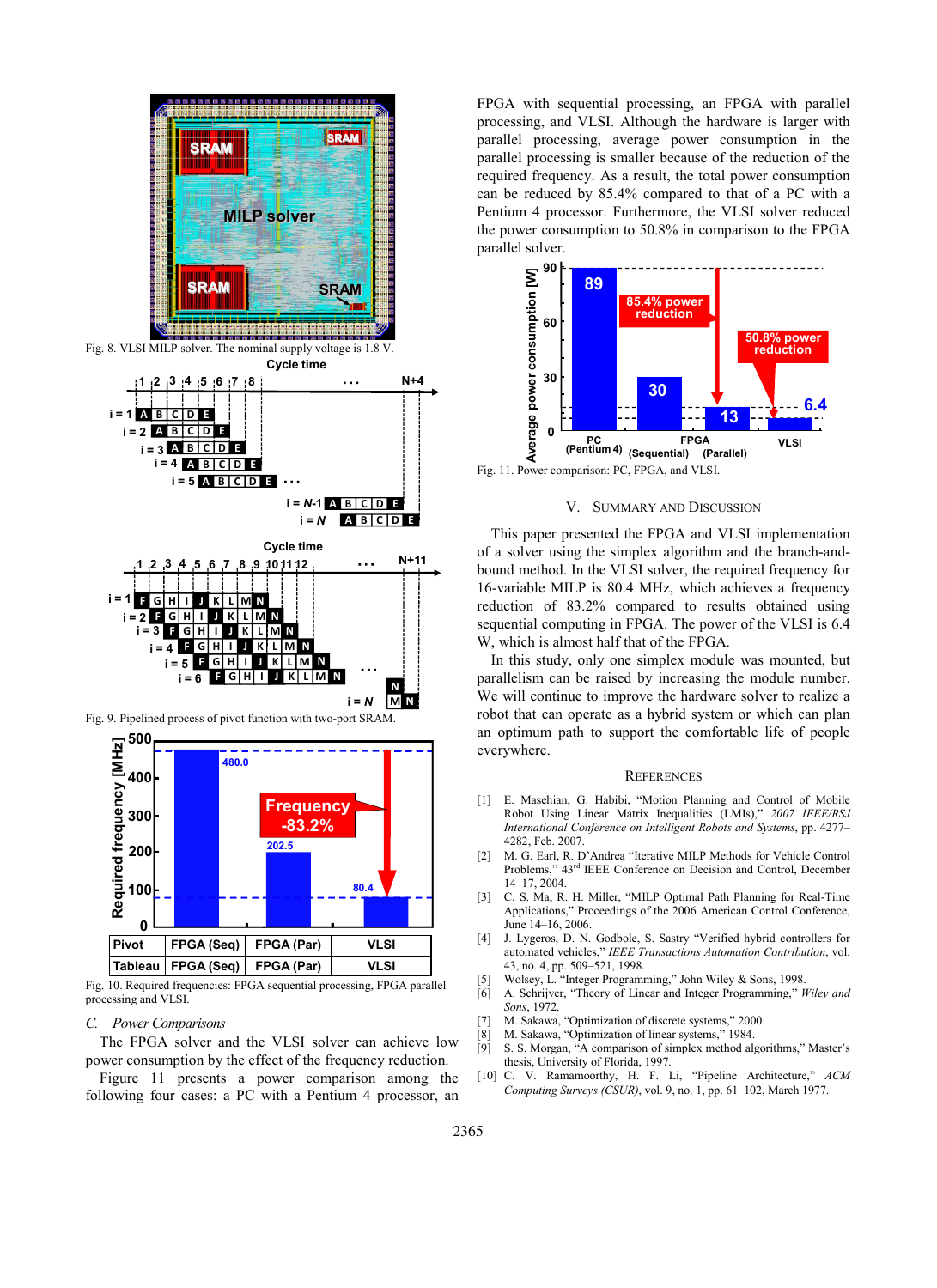SRAM

SRAM

MILP solver

SRAM

SRAM

Fig. 8. VLSI MILP solver. The nominal supply voltage is 1.8 V.

Cycle time

1 2 3 4 5 6 7 8 ... N+4

i = 1 A B C D E

i = 2 A B C D E

i = 3 A B C D E

i = 4 A B C D E

i = 5 A B C D E ...

i = N-1 A B C D E

i = N A B C D E

Cycle time

1 2 3 4 5 6 7 8 9 10 11 12 ... N+11

i = 1 F G H I J K L M N

i = 2 F G H I J K L M N

i = 3 F G H I J K L M N

i = 4 F G H I J K L M N

i = 5 F G H I J K L M N

i = 6 F G H I J K L M N ...

i = N M N

Fig. 9. Pipelined process of pivot function with two-port SRAM.

Required frequency [MHz]

500

400

300

200

100

0

480.0

202.5

80.4

Frequency -83.2%

| Pivot | FPGA (Seq) | FPGA (Par) | VLSI |
|---|---|---|---|
| Tableau | FPGA (Seq) | FPGA (Par) | VLSI |

Fig. 10. Required frequencies: FPGA sequential processing, FPGA parallel processing and VLSI.

### C. *Power Comparisons*

The FPGA solver and the VLSI solver can achieve low power consumption by the effect of the frequency reduction.

Figure 11 presents a power comparison among the following four cases: a PC with a Pentium 4 processor, an FPGA with sequential processing, an FPGA with parallel processing, and VLSI. Although the hardware is larger with parallel processing, average power consumption in the parallel processing is smaller because of the reduction of the required frequency. As a result, the total power consumption can be reduced by 85.4% compared to that of a PC with a Pentium 4 processor. Furthermore, the VLSI solver reduced the power consumption to 50.8% in comparison to the FPGA parallel solver.

Average power consumption [W]

90

60

30

0

89

30

13

6.4

85.4% power reduction

50.8% power reduction

PC (Pentium 4)

FPGA (Sequential) (Parallel)

VLSI

Fig. 11. Power comparison: PC, FPGA, and VLSI.

## V. Summary and Discussion

This paper presented the FPGA and VLSI implementation of a solver using the simplex algorithm and the branch-and-bound method. In the VLSI solver, the required frequency for 16-variable MILP is 80.4 MHz, which achieves a frequency reduction of 83.2% compared to results obtained using sequential computing in FPGA. The power of the VLSI is 6.4 W, which is almost half that of the FPGA.

In this study, only one simplex module was mounted, but parallelism can be raised by increasing the module number. We will continue to improve the hardware solver to realize a robot that can operate as a hybrid system or which can plan an optimum path to support the comfortable life of people everywhere.

## References

[1] E. Masehian, G. Habibi, "Motion Planning and Control of Mobile Robot Using Linear Matrix Inequalities (LMIs)," *2007 IEEE/RSJ International Conference on Intelligent Robots and Systems*, pp. 4277–4282, Feb. 2007.

[2] M. G. Earl, R. D'Andrea "Iterative MILP Methods for Vehicle Control Problems," 43rd IEEE Conference on Decision and Control, December 14–17, 2004.

[3] C. S. Ma, R. H. Miller, "MILP Optimal Path Planning for Real-Time Applications," Proceedings of the 2006 American Control Conference, June 14–16, 2006.

[4] J. Lygeros, D. N. Godbole, S. Sastry "Verified hybrid controllers for automated vehicles," *IEEE Transactions Automation Contribution*, vol. 43, no. 4, pp. 509–521, 1998.

[5] Wolsey, L. "Integer Programming," John Wiley & Sons, 1998.

[6] A. Schrijver, "Theory of Linear and Integer Programming," *Wiley and Sons*, 1972.

[7] M. Sakawa, "Optimization of discrete systems," 2000.

[8] M. Sakawa, "Optimization of linear systems," 1984.

[9] S. S. Morgan, "A comparison of simplex method algorithms," Master's thesis, University of Florida, 1997.

[10] C. V. Ramamoorthy, H. F. Li, "Pipeline Architecture," *ACM Computing Surveys (CSUR)*, vol. 9, no. 1, pp. 61–102, March 1977.